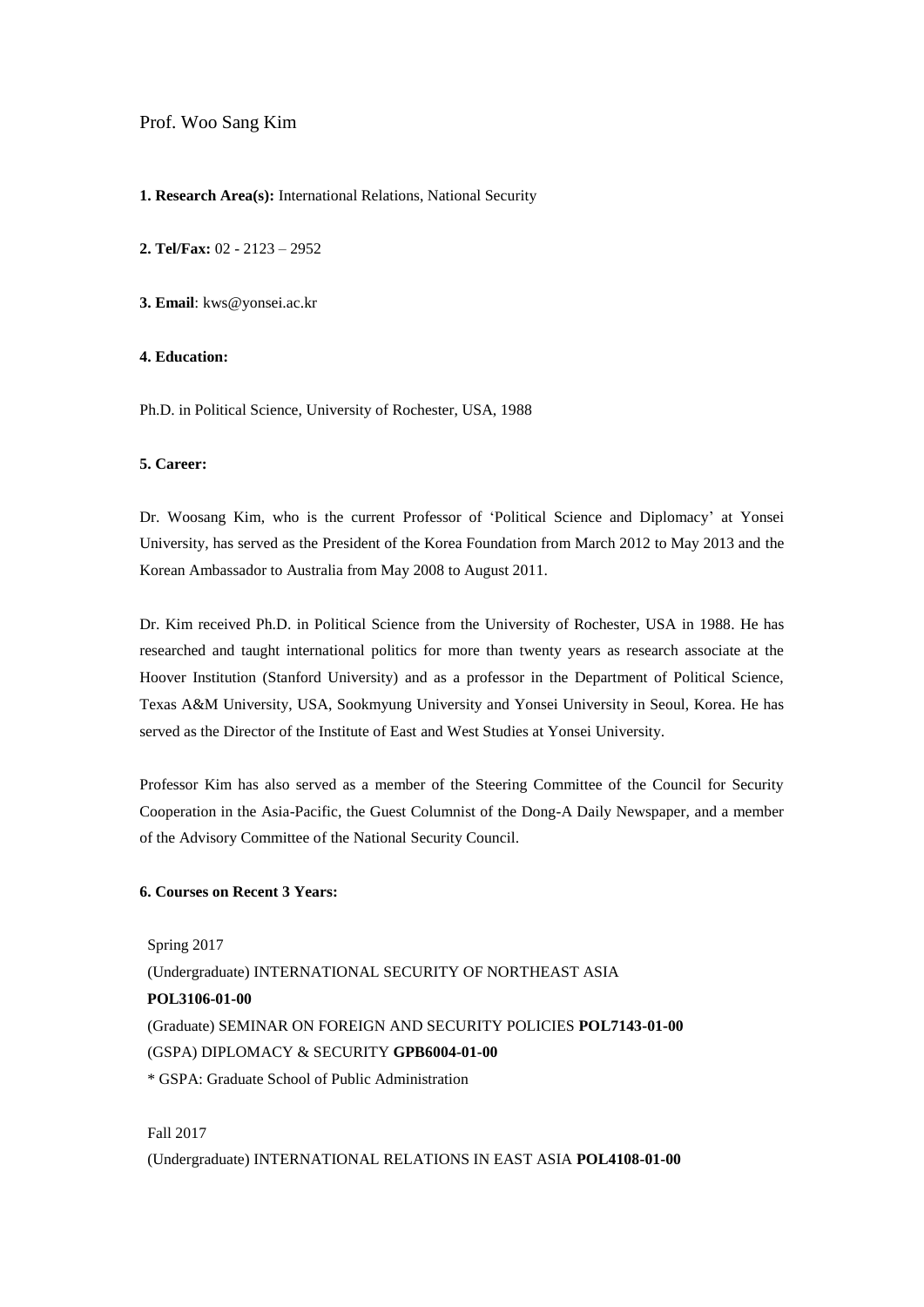Prof. Woo Sang Kim

**1. Research Area(s):** International Relations, National Security

**2. Tel/Fax:** 02 - 2123 – 2952

**3. Email**: kws@yonsei.ac.kr

**4. Education:**

Ph.D. in Political Science, University of Rochester, USA, 1988

**5. Career:**

Dr. Woosang Kim, who is the current Professor of 'Political Science and Diplomacy' at Yonsei University, has served as the President of the Korea Foundation from March 2012 to May 2013 and the Korean Ambassador to Australia from May 2008 to August 2011.

Dr. Kim received Ph.D. in Political Science from the University of Rochester, USA in 1988. He has researched and taught international politics for more than twenty years as research associate at the Hoover Institution (Stanford University) and as a professor in the Department of Political Science, Texas A&M University, USA, Sookmyung University and Yonsei University in Seoul, Korea. He has served as the Director of the Institute of East and West Studies at Yonsei University.

Professor Kim has also served as a member of the Steering Committee of the Council for Security Cooperation in the Asia-Pacific, the Guest Columnist of the Dong-A Daily Newspaper, and a member of the Advisory Committee of the National Security Council.

**6. Courses on Recent 3 Years:**

Spring 2017

(Undergraduate) INTERNATIONAL SECURITY OF NORTHEAST ASIA **POL3106-01-00**

(Graduate) SEMINAR ON FOREIGN AND SECURITY POLICIES **POL7143-01-00**

(GSPA) DIPLOMACY & SECURITY **GPB6004-01-00**

* GSPA: Graduate School of Public Administration

Fall 2017

(Undergraduate) INTERNATIONAL RELATIONS IN EAST ASIA **POL4108-01-00**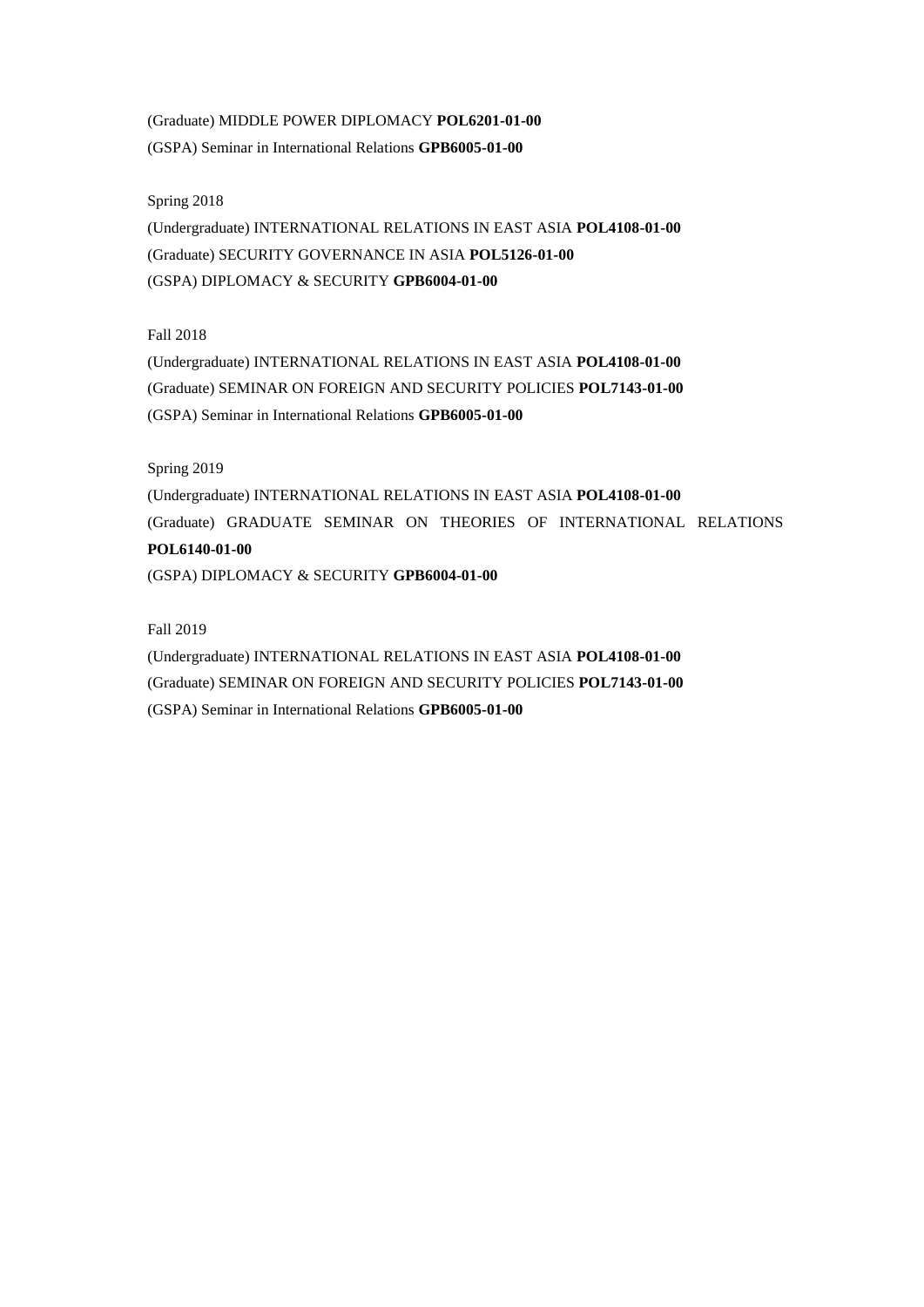(Graduate) MIDDLE POWER DIPLOMACY **POL6201-01-00**

(GSPA) Seminar in International Relations **GPB6005-01-00**

Spring 2018

(Undergraduate) INTERNATIONAL RELATIONS IN EAST ASIA **POL4108-01-00**

(Graduate) SECURITY GOVERNANCE IN ASIA **POL5126-01-00**

(GSPA) DIPLOMACY & SECURITY **GPB6004-01-00**

Fall 2018

(Undergraduate) INTERNATIONAL RELATIONS IN EAST ASIA **POL4108-01-00**

(Graduate) SEMINAR ON FOREIGN AND SECURITY POLICIES **POL7143-01-00**

(GSPA) Seminar in International Relations **GPB6005-01-00**

Spring 2019

(Undergraduate) INTERNATIONAL RELATIONS IN EAST ASIA **POL4108-01-00**

(Graduate) GRADUATE SEMINAR ON THEORIES OF INTERNATIONAL RELATIONS **POL6140-01-00**

(GSPA) DIPLOMACY & SECURITY **GPB6004-01-00**

Fall 2019

(Undergraduate) INTERNATIONAL RELATIONS IN EAST ASIA **POL4108-01-00**

(Graduate) SEMINAR ON FOREIGN AND SECURITY POLICIES **POL7143-01-00**

(GSPA) Seminar in International Relations **GPB6005-01-00**